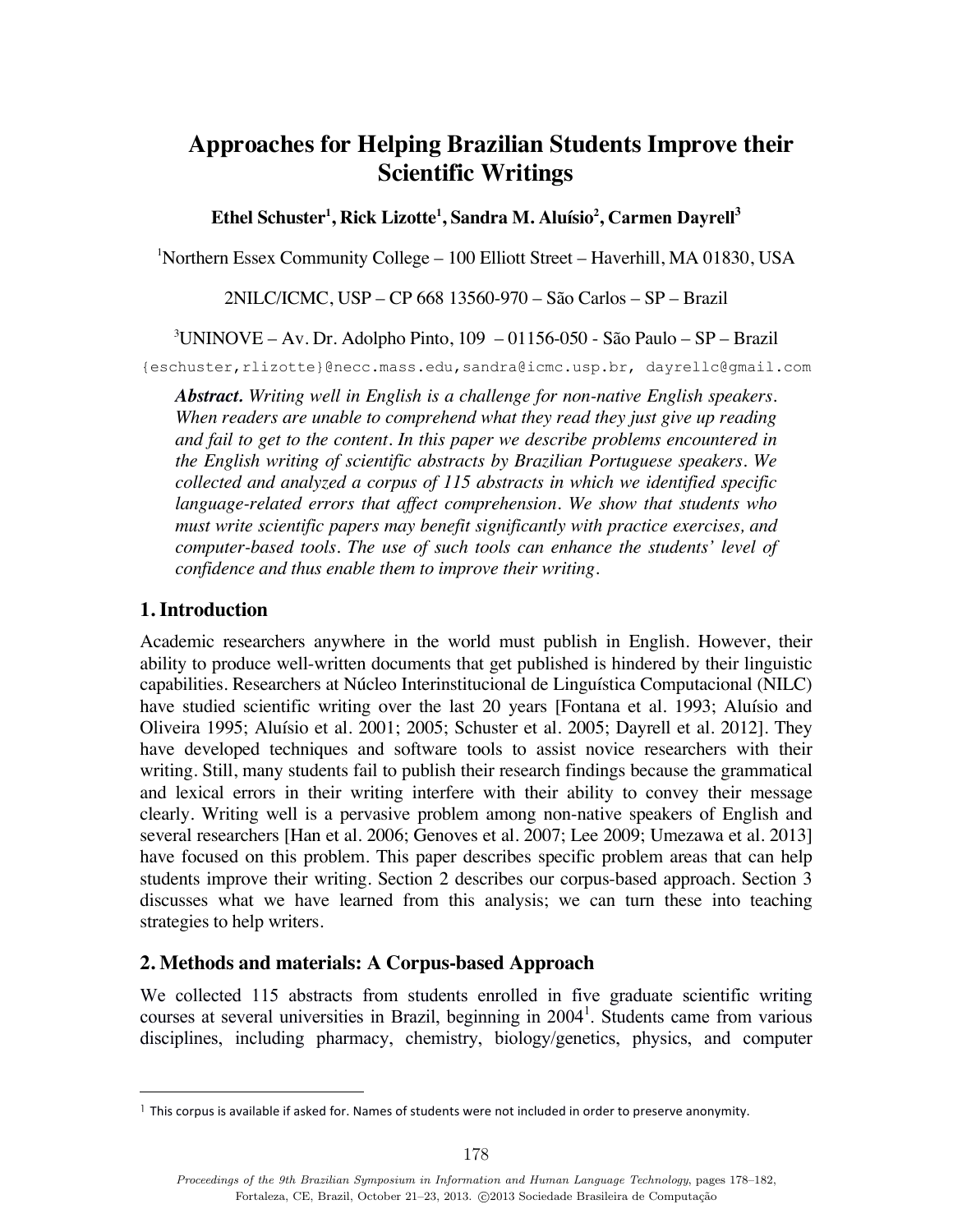# Approaches for Helping Brazilian Students Improve their Scientific Writings

**Ethel Schuster[1], Rick Lizotte[1], Sandra M. Aluísio[2], Carmen Dayrell[3]**

[1]Northern Essex Community College – 100 Elliott Street – Haverhill, MA 01830, USA

2NILC/ICMC, USP – CP 668 13560-970 – São Carlos – SP – Brazil

[3]UNINOVE – Av. Dr. Adolpho Pinto, 109 – 01156-050 - São Paulo – SP – Brazil

{eschuster,rlizotte}@necc.mass.edu,sandra@icmc.usp.br, dayrellc@gmail.com

***Abstract.*** *Writing well in English is a challenge for non-native English speakers. When readers are unable to comprehend what they read they just give up reading and fail to get to the content. In this paper we describe problems encountered in the English writing of scientific abstracts by Brazilian Portuguese speakers. We collected and analyzed a corpus of 115 abstracts in which we identified specific language-related errors that affect comprehension. We show that students who must write scientific papers may benefit significantly with practice exercises, and computer-based tools. The use of such tools can enhance the students' level of confidence and thus enable them to improve their writing.*

## 1. Introduction

Academic researchers anywhere in the world must publish in English. However, their ability to produce well-written documents that get published is hindered by their linguistic capabilities. Researchers at Núcleo Interinstitucional de Linguística Computacional (NILC) have studied scientific writing over the last 20 years [Fontana et al. 1993; Aluísio and Oliveira 1995; Aluísio et al. 2001; 2005; Schuster et al. 2005; Dayrell et al. 2012]. They have developed techniques and software tools to assist novice researchers with their writing. Still, many students fail to publish their research findings because the grammatical and lexical errors in their writing interfere with their ability to convey their message clearly. Writing well is a pervasive problem among non-native speakers of English and several researchers [Han et al. 2006; Genoves et al. 2007; Lee 2009; Umezawa et al. 2013] have focused on this problem. This paper describes specific problem areas that can help students improve their writing. Section 2 describes our corpus-based approach. Section 3 discusses what we have learned from this analysis; we can turn these into teaching strategies to help writers.

## 2. Methods and materials: A Corpus-based Approach

We collected 115 abstracts from students enrolled in five graduate scientific writing courses at several universities in Brazil, beginning in 2004[1]. Students came from various disciplines, including pharmacy, chemistry, biology/genetics, physics, and computer

[1] This corpus is available if asked for. Names of students were not included in order to preserve anonymity.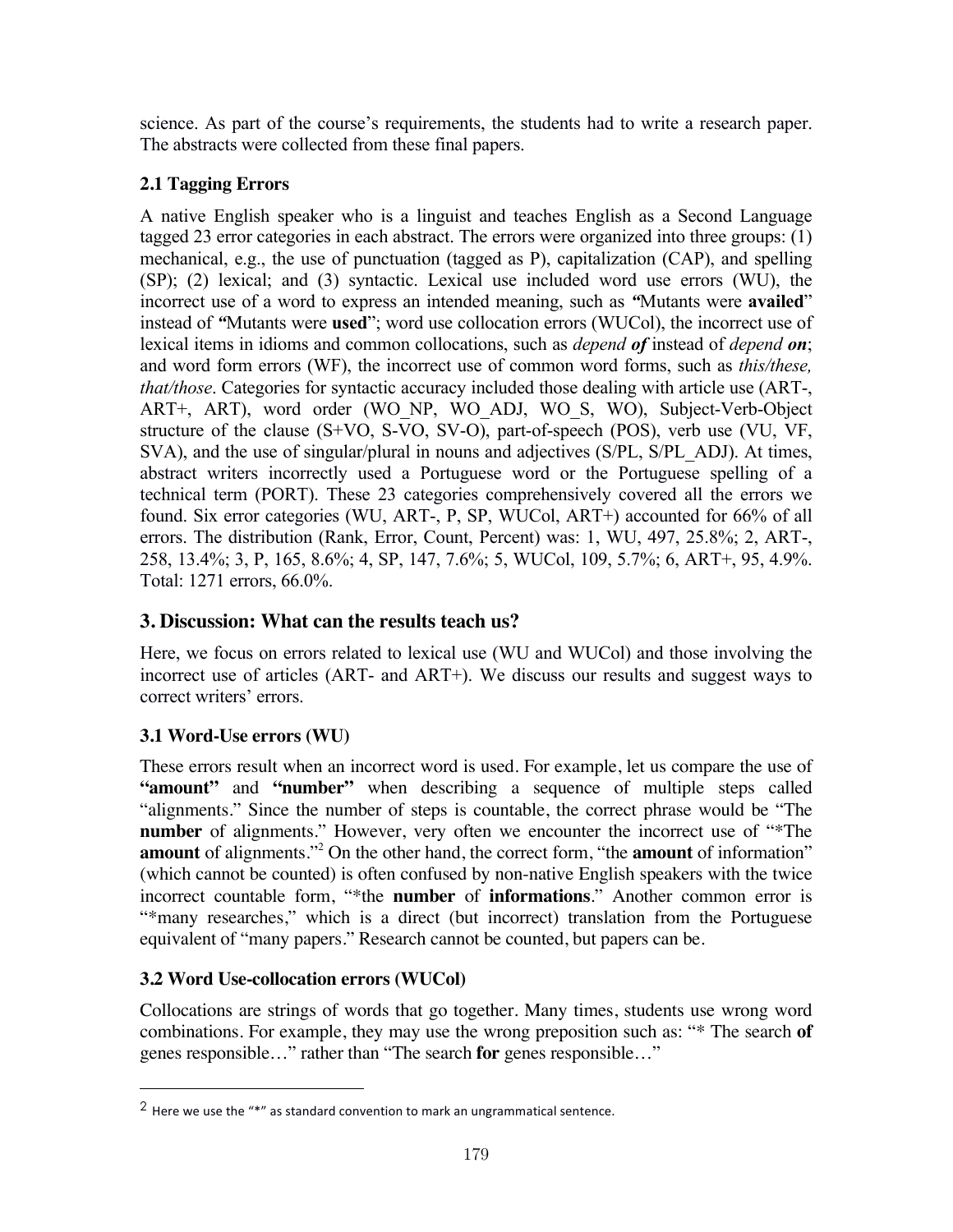science. As part of the course's requirements, the students had to write a research paper. The abstracts were collected from these final papers.

### 2.1 Tagging Errors

A native English speaker who is a linguist and teaches English as a Second Language tagged 23 error categories in each abstract. The errors were organized into three groups: (1) mechanical, e.g., the use of punctuation (tagged as P), capitalization (CAP), and spelling (SP); (2) lexical; and (3) syntactic. Lexical use included word use errors (WU), the incorrect use of a word to express an intended meaning, such as "Mutants were **availed**" instead of "Mutants were **used**"; word use collocation errors (WUCol), the incorrect use of lexical items in idioms and common collocations, such as *depend **of*** instead of *depend **on***; and word form errors (WF), the incorrect use of common word forms, such as *this/these, that/those*. Categories for syntactic accuracy included those dealing with article use (ART-, ART+, ART), word order (WO_NP, WO_ADJ, WO_S, WO), Subject-Verb-Object structure of the clause (S+VO, S-VO, SV-O), part-of-speech (POS), verb use (VU, VF, SVA), and the use of singular/plural in nouns and adjectives (S/PL, S/PL_ADJ). At times, abstract writers incorrectly used a Portuguese word or the Portuguese spelling of a technical term (PORT). These 23 categories comprehensively covered all the errors we found. Six error categories (WU, ART-, P, SP, WUCol, ART+) accounted for 66% of all errors. The distribution (Rank, Error, Count, Percent) was: 1, WU, 497, 25.8%; 2, ART-, 258, 13.4%; 3, P, 165, 8.6%; 4, SP, 147, 7.6%; 5, WUCol, 109, 5.7%; 6, ART+, 95, 4.9%. Total: 1271 errors, 66.0%.

## 3. Discussion: What can the results teach us?

Here, we focus on errors related to lexical use (WU and WUCol) and those involving the incorrect use of articles (ART- and ART+). We discuss our results and suggest ways to correct writers' errors.

### 3.1 Word-Use errors (WU)

These errors result when an incorrect word is used. For example, let us compare the use of **"amount"** and **"number"** when describing a sequence of multiple steps called "alignments." Since the number of steps is countable, the correct phrase would be "The **number** of alignments." However, very often we encounter the incorrect use of "*The **amount** of alignments."[2] On the other hand, the correct form, "the **amount** of information" (which cannot be counted) is often confused by non-native English speakers with the twice incorrect countable form, "*the **number** of **informations**." Another common error is "*many researches," which is a direct (but incorrect) translation from the Portuguese equivalent of "many papers." Research cannot be counted, but papers can be.

### 3.2 Word Use-collocation errors (WUCol)

Collocations are strings of words that go together. Many times, students use wrong word combinations. For example, they may use the wrong preposition such as: "* The search **of** genes responsible…" rather than "The search **for** genes responsible…"

---

[2] Here we use the "*" as standard convention to mark an ungrammatical sentence.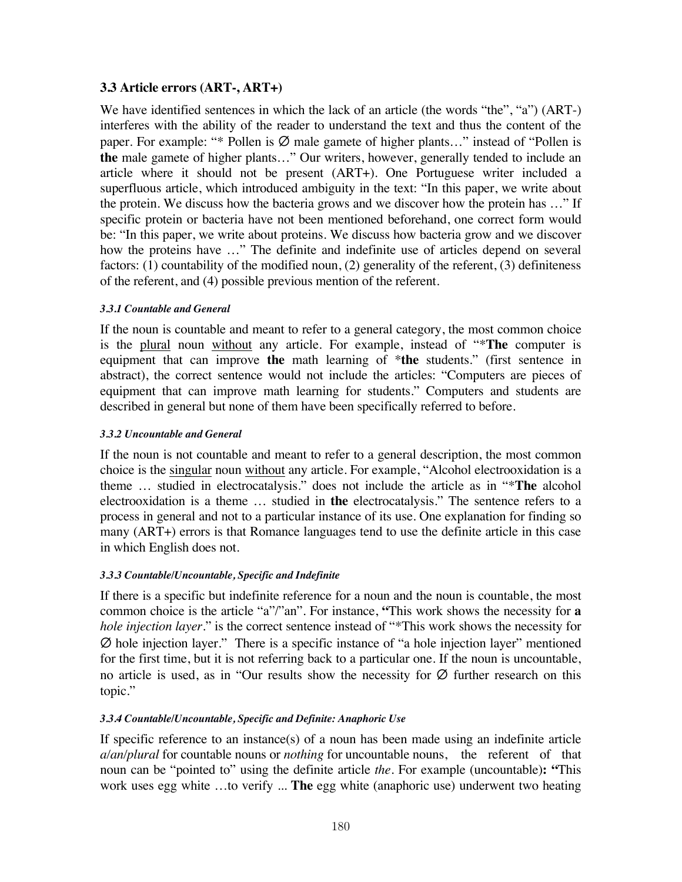### 3.3 Article errors (ART-, ART+)

We have identified sentences in which the lack of an article (the words "the", "a") (ART-) interferes with the ability of the reader to understand the text and thus the content of the paper. For example: "* Pollen is ∅ male gamete of higher plants…" instead of "Pollen is **the** male gamete of higher plants…" Our writers, however, generally tended to include an article where it should not be present (ART+). One Portuguese writer included a superfluous article, which introduced ambiguity in the text: "In this paper, we write about the protein. We discuss how the bacteria grows and we discover how the protein has …" If specific protein or bacteria have not been mentioned beforehand, one correct form would be: "In this paper, we write about proteins. We discuss how bacteria grow and we discover how the proteins have …" The definite and indefinite use of articles depend on several factors: (1) countability of the modified noun, (2) generality of the referent, (3) definiteness of the referent, and (4) possible previous mention of the referent.

#### *3.3.1 Countable and General*

If the noun is countable and meant to refer to a general category, the most common choice is the <u>plural</u> noun <u>without</u> any article. For example, instead of "***The** computer is equipment that can improve **the** math learning of ***the** students." (first sentence in abstract), the correct sentence would not include the articles: "Computers are pieces of equipment that can improve math learning for students." Computers and students are described in general but none of them have been specifically referred to before.

#### *3.3.2 Uncountable and General*

If the noun is not countable and meant to refer to a general description, the most common choice is the <u>singular</u> noun <u>without</u> any article. For example, "Alcohol electrooxidation is a theme … studied in electrocatalysis." does not include the article as in "***The** alcohol electrooxidation is a theme … studied in **the** electrocatalysis." The sentence refers to a process in general and not to a particular instance of its use. One explanation for finding so many (ART+) errors is that Romance languages tend to use the definite article in this case in which English does not.

#### *3.3.3 Countable/Uncountable, Specific and Indefinite*

If there is a specific but indefinite reference for a noun and the noun is countable, the most common choice is the article "a"/"an". For instance, **"**This work shows the necessity for **a** *hole injection layer*." is the correct sentence instead of "*This work shows the necessity for ∅ hole injection layer." There is a specific instance of "a hole injection layer" mentioned for the first time, but it is not referring back to a particular one. If the noun is uncountable, no article is used, as in "Our results show the necessity for ∅ further research on this topic."

#### *3.3.4 Countable/Uncountable, Specific and Definite: Anaphoric Use*

If specific reference to an instance(s) of a noun has been made using an indefinite article *a/an/plural* for countable nouns or *nothing* for uncountable nouns, the referent of that noun can be "pointed to" using the definite article *the*. For example (uncountable)**: "**This work uses egg white …to verify ... **The** egg white (anaphoric use) underwent two heating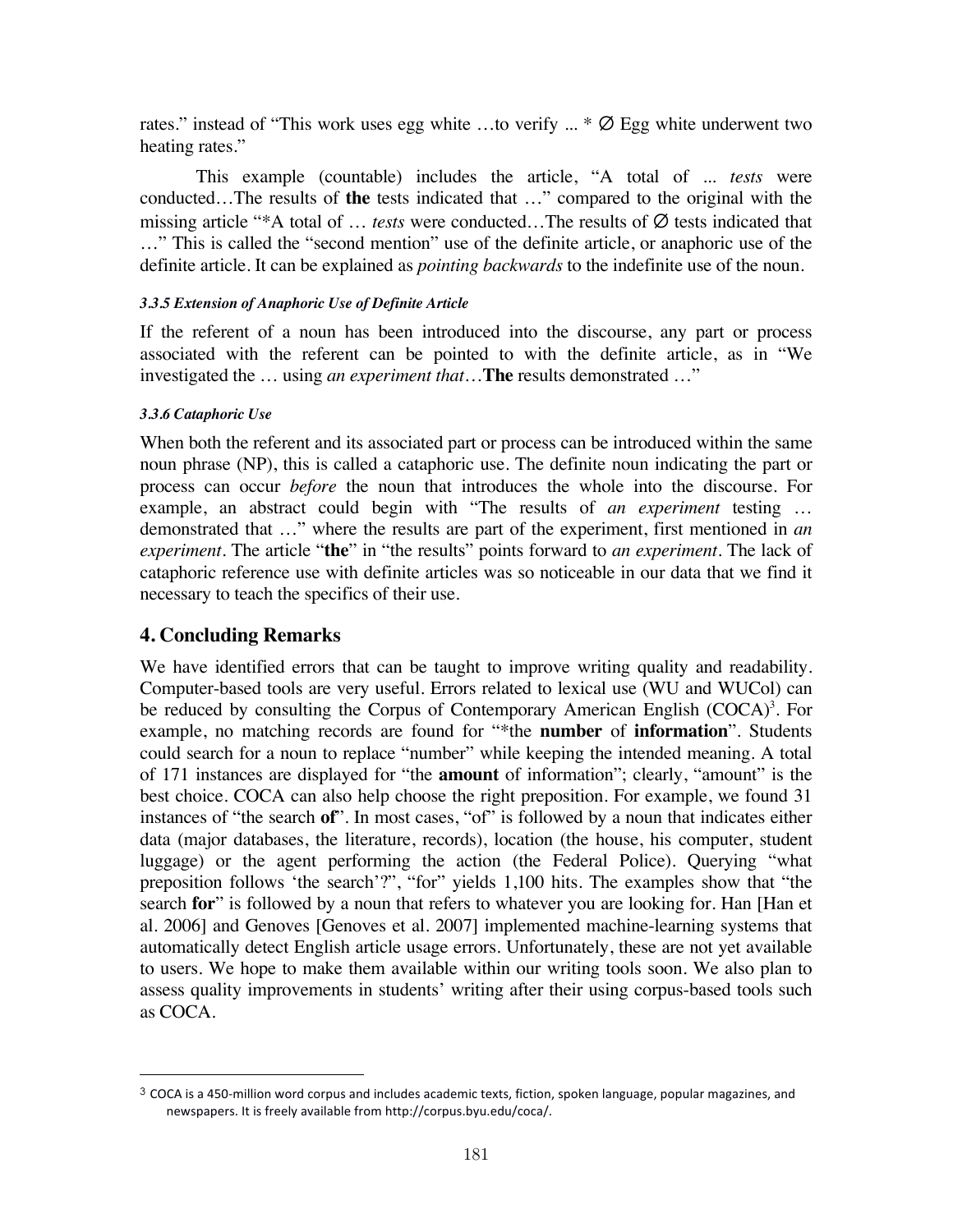rates." instead of "This work uses egg white …to verify ... * ∅ Egg white underwent two heating rates."

This example (countable) includes the article, "A total of ... *tests* were conducted…The results of **the** tests indicated that …" compared to the original with the missing article "*A total of … *tests* were conducted…The results of ∅ tests indicated that …" This is called the "second mention" use of the definite article, or anaphoric use of the definite article. It can be explained as *pointing backwards* to the indefinite use of the noun.

#### *3.3.5 Extension of Anaphoric Use of Definite Article*

If the referent of a noun has been introduced into the discourse, any part or process associated with the referent can be pointed to with the definite article, as in "We investigated the … using *an experiment that*…**The** results demonstrated …"

#### *3.3.6 Cataphoric Use*

When both the referent and its associated part or process can be introduced within the same noun phrase (NP), this is called a cataphoric use. The definite noun indicating the part or process can occur *before* the noun that introduces the whole into the discourse. For example, an abstract could begin with "The results of *an experiment* testing … demonstrated that …" where the results are part of the experiment, first mentioned in *an experiment*. The article "**the**" in "the results" points forward to *an experiment*. The lack of cataphoric reference use with definite articles was so noticeable in our data that we find it necessary to teach the specifics of their use.

## 4. Concluding Remarks

We have identified errors that can be taught to improve writing quality and readability. Computer-based tools are very useful. Errors related to lexical use (WU and WUCol) can be reduced by consulting the Corpus of Contemporary American English (COCA)[3]. For example, no matching records are found for "*the **number** of **information**". Students could search for a noun to replace "number" while keeping the intended meaning. A total of 171 instances are displayed for "the **amount** of information"; clearly, "amount" is the best choice. COCA can also help choose the right preposition. For example, we found 31 instances of "the search **of**". In most cases, "of" is followed by a noun that indicates either data (major databases, the literature, records), location (the house, his computer, student luggage) or the agent performing the action (the Federal Police). Querying "what preposition follows 'the search'?", "for" yields 1,100 hits. The examples show that "the search **for**" is followed by a noun that refers to whatever you are looking for. Han [Han et al. 2006] and Genoves [Genoves et al. 2007] implemented machine-learning systems that automatically detect English article usage errors. Unfortunately, these are not yet available to users. We hope to make them available within our writing tools soon. We also plan to assess quality improvements in students' writing after their using corpus-based tools such as COCA.

[3] COCA is a 450-million word corpus and includes academic texts, fiction, spoken language, popular magazines, and newspapers. It is freely available from http://corpus.byu.edu/coca/.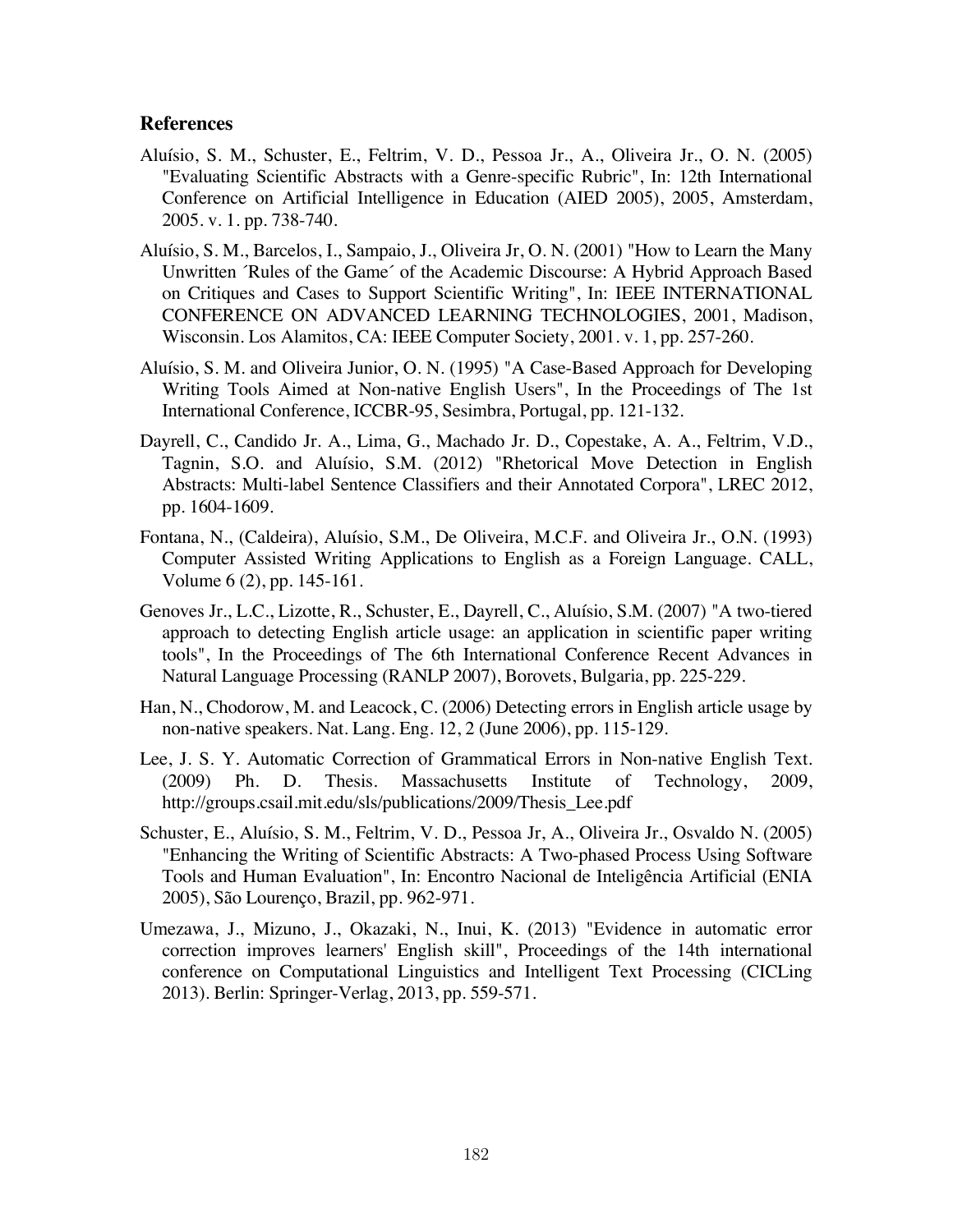## References

Aluísio, S. M., Schuster, E., Feltrim, V. D., Pessoa Jr., A., Oliveira Jr., O. N. (2005) "Evaluating Scientific Abstracts with a Genre-specific Rubric", In: 12th International Conference on Artificial Intelligence in Education (AIED 2005), 2005, Amsterdam, 2005. v. 1. pp. 738-740.

Aluísio, S. M., Barcelos, I., Sampaio, J., Oliveira Jr, O. N. (2001) "How to Learn the Many Unwritten ´Rules of the Game´ of the Academic Discourse: A Hybrid Approach Based on Critiques and Cases to Support Scientific Writing", In: IEEE INTERNATIONAL CONFERENCE ON ADVANCED LEARNING TECHNOLOGIES, 2001, Madison, Wisconsin. Los Alamitos, CA: IEEE Computer Society, 2001. v. 1, pp. 257-260.

Aluísio, S. M. and Oliveira Junior, O. N. (1995) "A Case-Based Approach for Developing Writing Tools Aimed at Non-native English Users", In the Proceedings of The 1st International Conference, ICCBR-95, Sesimbra, Portugal, pp. 121-132.

Dayrell, C., Candido Jr. A., Lima, G., Machado Jr. D., Copestake, A. A., Feltrim, V.D., Tagnin, S.O. and Aluísio, S.M. (2012) "Rhetorical Move Detection in English Abstracts: Multi-label Sentence Classifiers and their Annotated Corpora", LREC 2012, pp. 1604-1609.

Fontana, N., (Caldeira), Aluísio, S.M., De Oliveira, M.C.F. and Oliveira Jr., O.N. (1993) Computer Assisted Writing Applications to English as a Foreign Language. CALL, Volume 6 (2), pp. 145-161.

Genoves Jr., L.C., Lizotte, R., Schuster, E., Dayrell, C., Aluísio, S.M. (2007) "A two-tiered approach to detecting English article usage: an application in scientific paper writing tools", In the Proceedings of The 6th International Conference Recent Advances in Natural Language Processing (RANLP 2007), Borovets, Bulgaria, pp. 225-229.

Han, N., Chodorow, M. and Leacock, C. (2006) Detecting errors in English article usage by non-native speakers. Nat. Lang. Eng. 12, 2 (June 2006), pp. 115-129.

Lee, J. S. Y. Automatic Correction of Grammatical Errors in Non-native English Text. (2009) Ph. D. Thesis. Massachusetts Institute of Technology, 2009, http://groups.csail.mit.edu/sls/publications/2009/Thesis_Lee.pdf

Schuster, E., Aluísio, S. M., Feltrim, V. D., Pessoa Jr, A., Oliveira Jr., Osvaldo N. (2005) "Enhancing the Writing of Scientific Abstracts: A Two-phased Process Using Software Tools and Human Evaluation", In: Encontro Nacional de Inteligência Artificial (ENIA 2005), São Lourenço, Brazil, pp. 962-971.

Umezawa, J., Mizuno, J., Okazaki, N., Inui, K. (2013) "Evidence in automatic error correction improves learners' English skill", Proceedings of the 14th international conference on Computational Linguistics and Intelligent Text Processing (CICLing 2013). Berlin: Springer-Verlag, 2013, pp. 559-571.